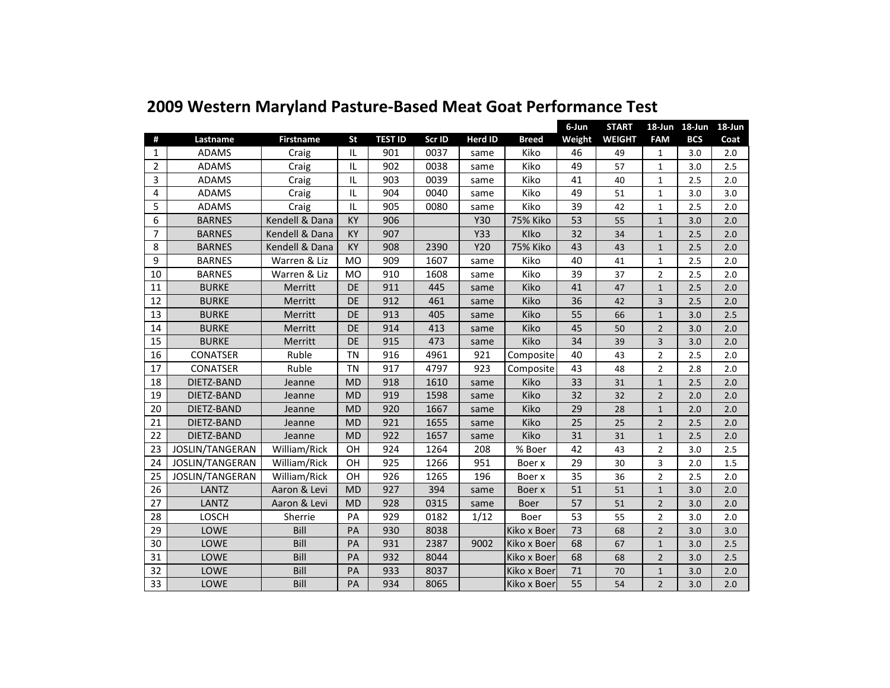# 2009 Western Maryland Pasture-Based Meat Goat Performance Test

| # | Lastname | Firstname | St | TEST ID | Scr ID | Herd ID | Breed | 6-Jun Weight | START WEIGHT | 18-Jun FAM | 18-Jun BCS | 18-Jun Coat |
|---|---|---|---|---|---|---|---|---|---|---|---|---|
| 1 | ADAMS | Craig | IL | 901 | 0037 | same | Kiko | 46 | 49 | 1 | 3.0 | 2.0 |
| 2 | ADAMS | Craig | IL | 902 | 0038 | same | Kiko | 49 | 57 | 1 | 3.0 | 2.5 |
| 3 | ADAMS | Craig | IL | 903 | 0039 | same | Kiko | 41 | 40 | 1 | 2.5 | 2.0 |
| 4 | ADAMS | Craig | IL | 904 | 0040 | same | Kiko | 49 | 51 | 1 | 3.0 | 3.0 |
| 5 | ADAMS | Craig | IL | 905 | 0080 | same | Kiko | 39 | 42 | 1 | 2.5 | 2.0 |
| 6 | BARNES | Kendell & Dana | KY | 906 | | Y30 | 75% Kiko | 53 | 55 | 1 | 3.0 | 2.0 |
| 7 | BARNES | Kendell & Dana | KY | 907 | | Y33 | KIko | 32 | 34 | 1 | 2.5 | 2.0 |
| 8 | BARNES | Kendell & Dana | KY | 908 | 2390 | Y20 | 75% Kiko | 43 | 43 | 1 | 2.5 | 2.0 |
| 9 | BARNES | Warren & Liz | MO | 909 | 1607 | same | Kiko | 40 | 41 | 1 | 2.5 | 2.0 |
| 10 | BARNES | Warren & Liz | MO | 910 | 1608 | same | Kiko | 39 | 37 | 2 | 2.5 | 2.0 |
| 11 | BURKE | Merritt | DE | 911 | 445 | same | Kiko | 41 | 47 | 1 | 2.5 | 2.0 |
| 12 | BURKE | Merritt | DE | 912 | 461 | same | Kiko | 36 | 42 | 3 | 2.5 | 2.0 |
| 13 | BURKE | Merritt | DE | 913 | 405 | same | Kiko | 55 | 66 | 1 | 3.0 | 2.5 |
| 14 | BURKE | Merritt | DE | 914 | 413 | same | Kiko | 45 | 50 | 2 | 3.0 | 2.0 |
| 15 | BURKE | Merritt | DE | 915 | 473 | same | Kiko | 34 | 39 | 3 | 3.0 | 2.0 |
| 16 | CONATSER | Ruble | TN | 916 | 4961 | 921 | Composite | 40 | 43 | 2 | 2.5 | 2.0 |
| 17 | CONATSER | Ruble | TN | 917 | 4797 | 923 | Composite | 43 | 48 | 2 | 2.8 | 2.0 |
| 18 | DIETZ-BAND | Jeanne | MD | 918 | 1610 | same | Kiko | 33 | 31 | 1 | 2.5 | 2.0 |
| 19 | DIETZ-BAND | Jeanne | MD | 919 | 1598 | same | Kiko | 32 | 32 | 2 | 2.0 | 2.0 |
| 20 | DIETZ-BAND | Jeanne | MD | 920 | 1667 | same | Kiko | 29 | 28 | 1 | 2.0 | 2.0 |
| 21 | DIETZ-BAND | Jeanne | MD | 921 | 1655 | same | Kiko | 25 | 25 | 2 | 2.5 | 2.0 |
| 22 | DIETZ-BAND | Jeanne | MD | 922 | 1657 | same | Kiko | 31 | 31 | 1 | 2.5 | 2.0 |
| 23 | JOSLIN/TANGERAN | William/Rick | OH | 924 | 1264 | 208 | % Boer | 42 | 43 | 2 | 3.0 | 2.5 |
| 24 | JOSLIN/TANGERAN | William/Rick | OH | 925 | 1266 | 951 | Boer x | 29 | 30 | 3 | 2.0 | 1.5 |
| 25 | JOSLIN/TANGERAN | William/Rick | OH | 926 | 1265 | 196 | Boer x | 35 | 36 | 2 | 2.5 | 2.0 |
| 26 | LANTZ | Aaron & Levi | MD | 927 | 394 | same | Boer x | 51 | 51 | 1 | 3.0 | 2.0 |
| 27 | LANTZ | Aaron & Levi | MD | 928 | 0315 | same | Boer | 57 | 51 | 2 | 3.0 | 2.0 |
| 28 | LOSCH | Sherrie | PA | 929 | 0182 | 1/12 | Boer | 53 | 55 | 2 | 3.0 | 2.0 |
| 29 | LOWE | Bill | PA | 930 | 8038 | | Kiko x Boer | 73 | 68 | 2 | 3.0 | 3.0 |
| 30 | LOWE | Bill | PA | 931 | 2387 | 9002 | Kiko x Boer | 68 | 67 | 1 | 3.0 | 2.5 |
| 31 | LOWE | Bill | PA | 932 | 8044 | | Kiko x Boer | 68 | 68 | 2 | 3.0 | 2.5 |
| 32 | LOWE | Bill | PA | 933 | 8037 | | Kiko x Boer | 71 | 70 | 1 | 3.0 | 2.0 |
| 33 | LOWE | Bill | PA | 934 | 8065 | | Kiko x Boer | 55 | 54 | 2 | 3.0 | 2.0 |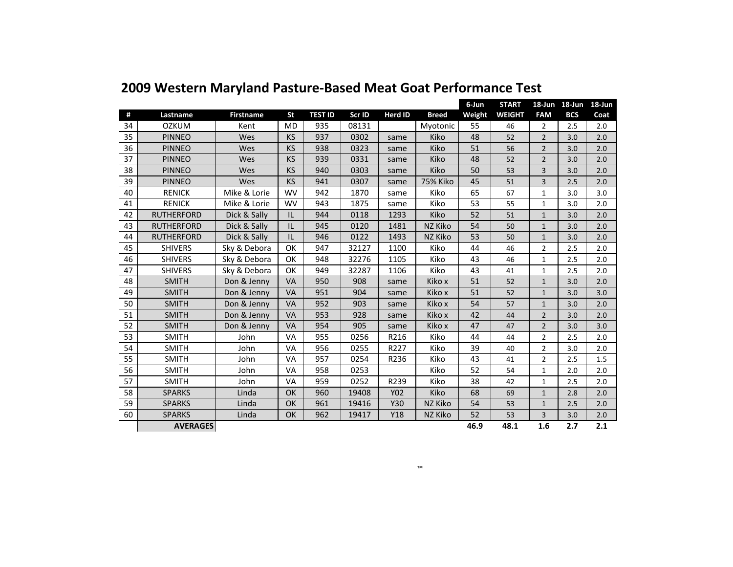## 2009 Western Maryland Pasture-Based Meat Goat Performance Test

| # | Lastname | Firstname | St | TEST ID | Scr ID | Herd ID | Breed | 6-Jun Weight | START WEIGHT | 18-Jun FAM | 18-Jun BCS | 18-Jun Coat |
|---|---|---|---|---|---|---|---|---|---|---|---|---|
| 34 | OZKUM | Kent | MD | 935 | 08131 | | Myotonic | 55 | 46 | 2 | 2.5 | 2.0 |
| 35 | PINNEO | Wes | KS | 937 | 0302 | same | Kiko | 48 | 52 | 2 | 3.0 | 2.0 |
| 36 | PINNEO | Wes | KS | 938 | 0323 | same | Kiko | 51 | 56 | 2 | 3.0 | 2.0 |
| 37 | PINNEO | Wes | KS | 939 | 0331 | same | Kiko | 48 | 52 | 2 | 3.0 | 2.0 |
| 38 | PINNEO | Wes | KS | 940 | 0303 | same | Kiko | 50 | 53 | 3 | 3.0 | 2.0 |
| 39 | PINNEO | Wes | KS | 941 | 0307 | same | 75% Kiko | 45 | 51 | 3 | 2.5 | 2.0 |
| 40 | RENICK | Mike & Lorie | WV | 942 | 1870 | same | Kiko | 65 | 67 | 1 | 3.0 | 3.0 |
| 41 | RENICK | Mike & Lorie | WV | 943 | 1875 | same | Kiko | 53 | 55 | 1 | 3.0 | 2.0 |
| 42 | RUTHERFORD | Dick & Sally | IL | 944 | 0118 | 1293 | Kiko | 52 | 51 | 1 | 3.0 | 2.0 |
| 43 | RUTHERFORD | Dick & Sally | IL | 945 | 0120 | 1481 | NZ Kiko | 54 | 50 | 1 | 3.0 | 2.0 |
| 44 | RUTHERFORD | Dick & Sally | IL | 946 | 0122 | 1493 | NZ Kiko | 53 | 50 | 1 | 3.0 | 2.0 |
| 45 | SHIVERS | Sky & Debora | OK | 947 | 32127 | 1100 | Kiko | 44 | 46 | 2 | 2.5 | 2.0 |
| 46 | SHIVERS | Sky & Debora | OK | 948 | 32276 | 1105 | Kiko | 43 | 46 | 1 | 2.5 | 2.0 |
| 47 | SHIVERS | Sky & Debora | OK | 949 | 32287 | 1106 | Kiko | 43 | 41 | 1 | 2.5 | 2.0 |
| 48 | SMITH | Don & Jenny | VA | 950 | 908 | same | Kiko x | 51 | 52 | 1 | 3.0 | 2.0 |
| 49 | SMITH | Don & Jenny | VA | 951 | 904 | same | Kiko x | 51 | 52 | 1 | 3.0 | 3.0 |
| 50 | SMITH | Don & Jenny | VA | 952 | 903 | same | Kiko x | 54 | 57 | 1 | 3.0 | 2.0 |
| 51 | SMITH | Don & Jenny | VA | 953 | 928 | same | Kiko x | 42 | 44 | 2 | 3.0 | 2.0 |
| 52 | SMITH | Don & Jenny | VA | 954 | 905 | same | Kiko x | 47 | 47 | 2 | 3.0 | 3.0 |
| 53 | SMITH | John | VA | 955 | 0256 | R216 | Kiko | 44 | 44 | 2 | 2.5 | 2.0 |
| 54 | SMITH | John | VA | 956 | 0255 | R227 | Kiko | 39 | 40 | 2 | 3.0 | 2.0 |
| 55 | SMITH | John | VA | 957 | 0254 | R236 | Kiko | 43 | 41 | 2 | 2.5 | 1.5 |
| 56 | SMITH | John | VA | 958 | 0253 | | Kiko | 52 | 54 | 1 | 2.0 | 2.0 |
| 57 | SMITH | John | VA | 959 | 0252 | R239 | Kiko | 38 | 42 | 1 | 2.5 | 2.0 |
| 58 | SPARKS | Linda | OK | 960 | 19408 | Y02 | Kiko | 68 | 69 | 1 | 2.8 | 2.0 |
| 59 | SPARKS | Linda | OK | 961 | 19416 | Y30 | NZ Kiko | 54 | 53 | 1 | 2.5 | 2.0 |
| 60 | SPARKS | Linda | OK | 962 | 19417 | Y18 | NZ Kiko | 52 | 53 | 3 | 3.0 | 2.0 |
| | **AVERAGES** | | | | | | | **46.9** | **48.1** | **1.6** | **2.7** | **2.1** |

™